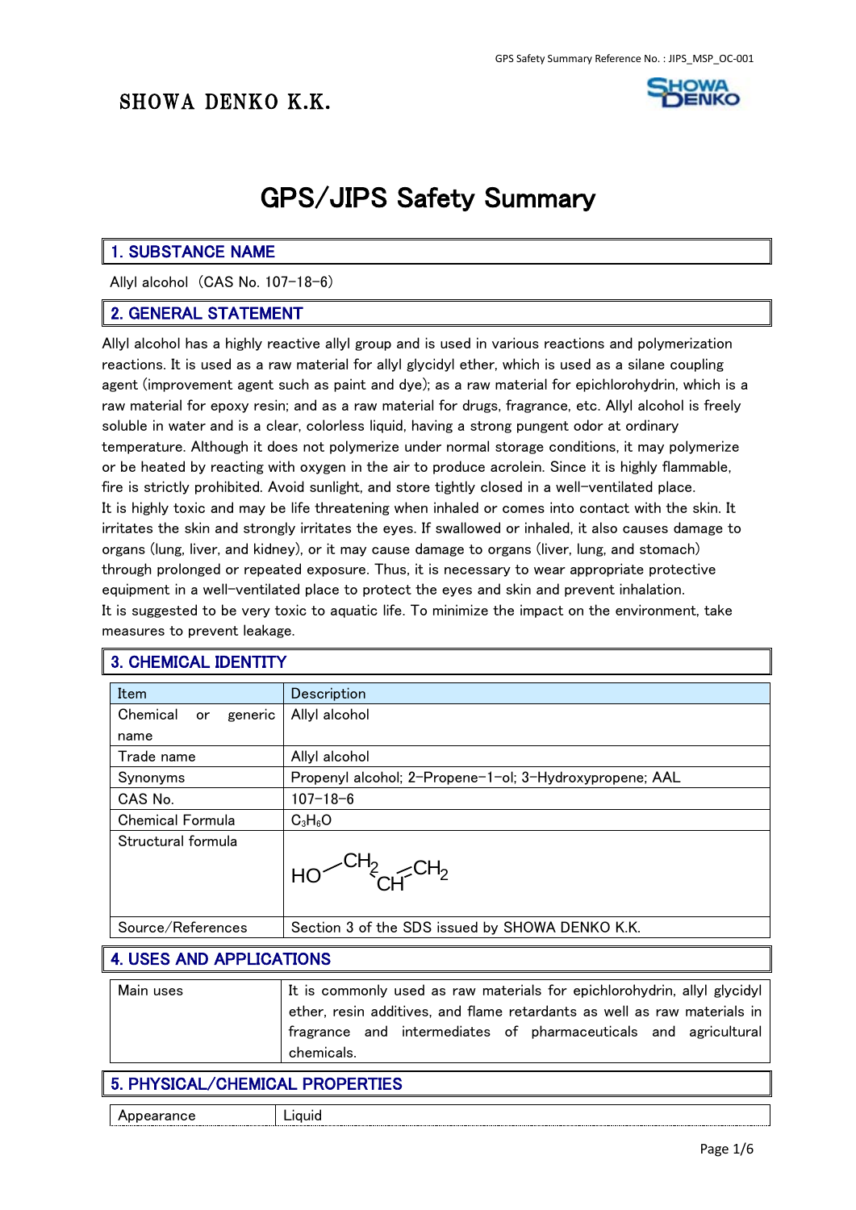GPS Safety Summary Reference No. : JIPS_MSP_OC-001

SHOWA DENKO K.K.

# GPS/JIPS Safety Summary

## 1. SUBSTANCE NAME

Allyl alcohol（CAS No. 107-18-6）

## 2. GENERAL STATEMENT

Allyl alcohol has a highly reactive allyl group and is used in various reactions and polymerization reactions. It is used as a raw material for allyl glycidyl ether, which is used as a silane coupling agent (improvement agent such as paint and dye); as a raw material for epichlorohydrin, which is a raw material for epoxy resin; and as a raw material for drugs, fragrance, etc. Allyl alcohol is freely soluble in water and is a clear, colorless liquid, having a strong pungent odor at ordinary temperature. Although it does not polymerize under normal storage conditions, it may polymerize or be heated by reacting with oxygen in the air to produce acrolein. Since it is highly flammable, fire is strictly prohibited. Avoid sunlight, and store tightly closed in a well-ventilated place.
It is highly toxic and may be life threatening when inhaled or comes into contact with the skin. It irritates the skin and strongly irritates the eyes. If swallowed or inhaled, it also causes damage to organs (lung, liver, and kidney), or it may cause damage to organs (liver, lung, and stomach) through prolonged or repeated exposure. Thus, it is necessary to wear appropriate protective equipment in a well-ventilated place to protect the eyes and skin and prevent inhalation.
It is suggested to be very toxic to aquatic life. To minimize the impact on the environment, take measures to prevent leakage.

## 3. CHEMICAL IDENTITY

| Item | Description |
|---|---|
| Chemical or generic name | Allyl alcohol |
| Trade name | Allyl alcohol |
| Synonyms | Propenyl alcohol; 2-Propene-1-ol; 3-Hydroxypropene; AAL |
| CAS No. | 107-18-6 |
| Chemical Formula | $C_3H_6O$ |
| Structural formula | $HO-CH_2-CH=CH_2$ |
| Source/References | Section 3 of the SDS issued by SHOWA DENKO K.K. |

## 4. USES AND APPLICATIONS

| Main uses | It is commonly used as raw materials for epichlorohydrin, allyl glycidyl ether, resin additives, and flame retardants as well as raw materials in fragrance and intermediates of pharmaceuticals and agricultural chemicals. |
|---|---|

## 5. PHYSICAL/CHEMICAL PROPERTIES

| Appearance | Liquid |
|---|---|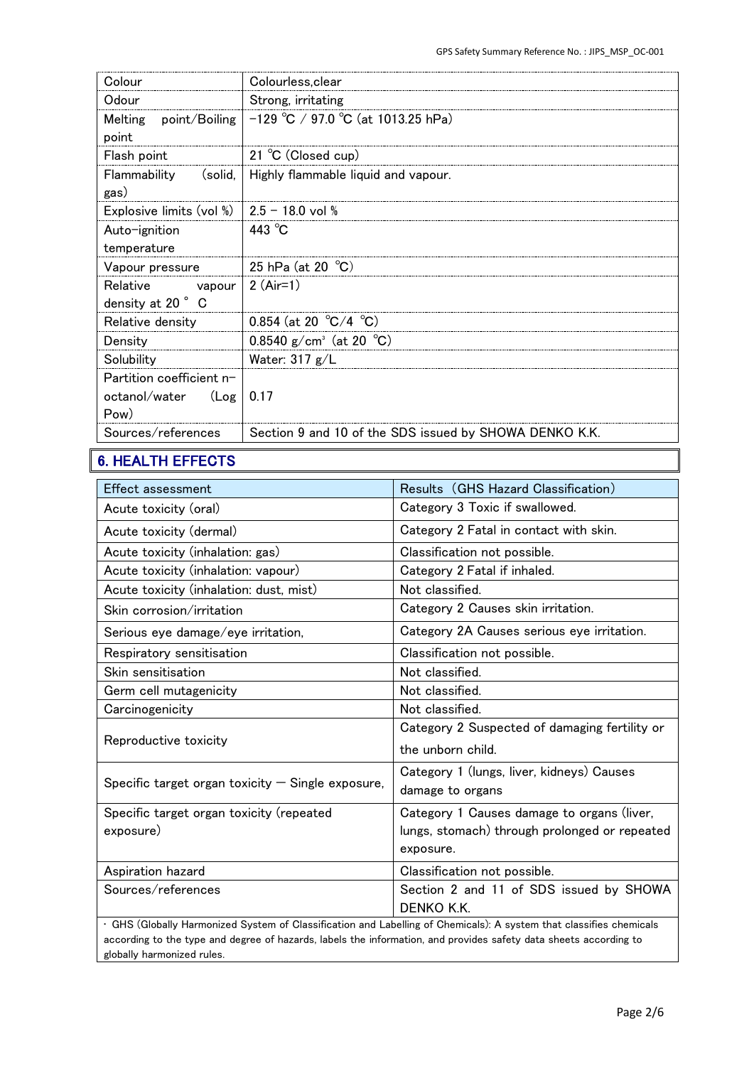| | |
|---|---|
| Colour | Colourless,clear |
| Odour | Strong, irritating |
| Melting point/Boiling point | −129 ℃ / 97.0 ℃ (at 1013.25 hPa) |
| Flash point | 21 ℃ (Closed cup) |
| Flammability (solid, gas) | Highly flammable liquid and vapour. |
| Explosive limits (vol %) | 2.5 − 18.0 vol % |
| Auto−ignition temperature | 443 ℃ |
| Vapour pressure | 25 hPa (at 20 ℃) |
| Relative vapour density at 20 ° C | 2 (Air=1) |
| Relative density | 0.854 (at 20 ℃/4 ℃) |
| Density | 0.8540 g/cm³ (at 20 ℃) |
| Solubility | Water: 317 g/L |
| Partition coefficient n−octanol/water (Log Pow) | 0.17 |
| Sources/references | Section 9 and 10 of the SDS issued by SHOWA DENKO K.K. |

## 6. HEALTH EFFECTS

| Effect assessment | Results (GHS Hazard Classification) |
|---|---|
| Acute toxicity (oral) | Category 3 Toxic if swallowed. |
| Acute toxicity (dermal) | Category 2 Fatal in contact with skin. |
| Acute toxicity (inhalation: gas) | Classification not possible. |
| Acute toxicity (inhalation: vapour) | Category 2 Fatal if inhaled. |
| Acute toxicity (inhalation: dust, mist) | Not classified. |
| Skin corrosion/irritation | Category 2 Causes skin irritation. |
| Serious eye damage/eye irritation, | Category 2A Causes serious eye irritation. |
| Respiratory sensitisation | Classification not possible. |
| Skin sensitisation | Not classified. |
| Germ cell mutagenicity | Not classified. |
| Carcinogenicity | Not classified. |
| Reproductive toxicity | Category 2 Suspected of damaging fertility or the unborn child. |
| Specific target organ toxicity − Single exposure, | Category 1 (lungs, liver, kidneys) Causes damage to organs |
| Specific target organ toxicity (repeated exposure) | Category 1 Causes damage to organs (liver, lungs, stomach) through prolonged or repeated exposure. |
| Aspiration hazard | Classification not possible. |
| Sources/references | Section 2 and 11 of SDS issued by SHOWA DENKO K.K. |

・GHS (Globally Harmonized System of Classification and Labelling of Chemicals): A system that classifies chemicals according to the type and degree of hazards, labels the information, and provides safety data sheets according to globally harmonized rules.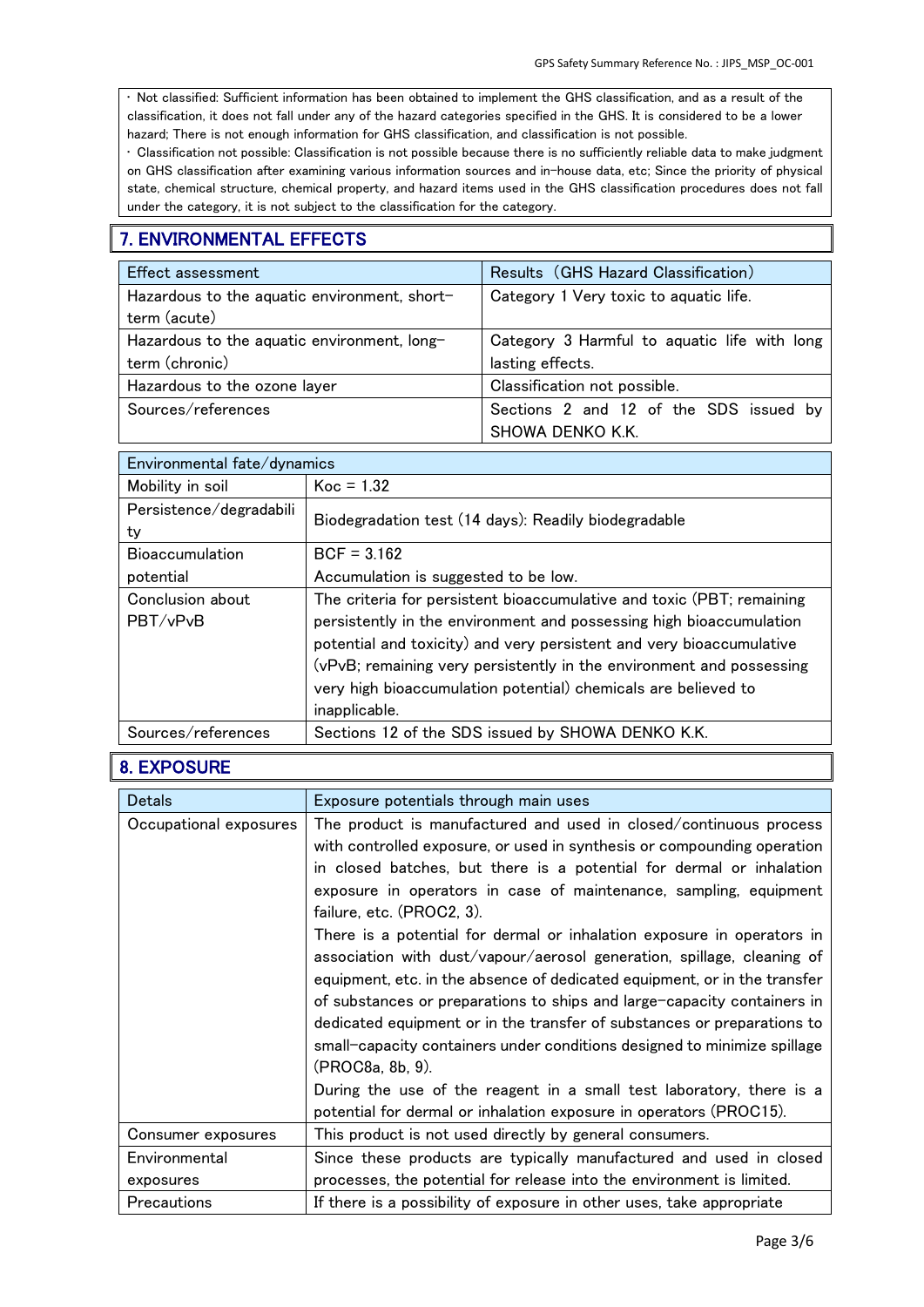・Not classified: Sufficient information has been obtained to implement the GHS classification, and as a result of the classification, it does not fall under any of the hazard categories specified in the GHS. It is considered to be a lower hazard; There is not enough information for GHS classification, and classification is not possible.

・Classification not possible: Classification is not possible because there is no sufficiently reliable data to make judgment on GHS classification after examining various information sources and in-house data, etc; Since the priority of physical state, chemical structure, chemical property, and hazard items used in the GHS classification procedures does not fall under the category, it is not subject to the classification for the category.

## 7. ENVIRONMENTAL EFFECTS

| Effect assessment | Results (GHS Hazard Classification) |
|---|---|
| Hazardous to the aquatic environment, short-term (acute) | Category 1 Very toxic to aquatic life. |
| Hazardous to the aquatic environment, long-term (chronic) | Category 3 Harmful to aquatic life with long lasting effects. |
| Hazardous to the ozone layer | Classification not possible. |
| Sources/references | Sections 2 and 12 of the SDS issued by SHOWA DENKO K.K. |

| Environmental fate/dynamics | |
|---|---|
| Mobility in soil | Koc = 1.32 |
| Persistence/degradability | Biodegradation test (14 days): Readily biodegradable |
| Bioaccumulation potential | BCF = 3.162<br>Accumulation is suggested to be low. |
| Conclusion about PBT/vPvB | The criteria for persistent bioaccumulative and toxic (PBT; remaining persistently in the environment and possessing high bioaccumulation potential and toxicity) and very persistent and very bioaccumulative (vPvB; remaining very persistently in the environment and possessing very high bioaccumulation potential) chemicals are believed to inapplicable. |
| Sources/references | Sections 12 of the SDS issued by SHOWA DENKO K.K. |

## 8. EXPOSURE

| Detals | Exposure potentials through main uses |
|---|---|
| Occupational exposures | The product is manufactured and used in closed/continuous process with controlled exposure, or used in synthesis or compounding operation in closed batches, but there is a potential for dermal or inhalation exposure in operators in case of maintenance, sampling, equipment failure, etc. (PROC2, 3).<br>There is a potential for dermal or inhalation exposure in operators in association with dust/vapour/aerosol generation, spillage, cleaning of equipment, etc. in the absence of dedicated equipment, or in the transfer of substances or preparations to ships and large-capacity containers in dedicated equipment or in the transfer of substances or preparations to small-capacity containers under conditions designed to minimize spillage (PROC8a, 8b, 9).<br>During the use of the reagent in a small test laboratory, there is a potential for dermal or inhalation exposure in operators (PROC15). |
| Consumer exposures | This product is not used directly by general consumers. |
| Environmental exposures | Since these products are typically manufactured and used in closed processes, the potential for release into the environment is limited. |
| Precautions | If there is a possibility of exposure in other uses, take appropriate |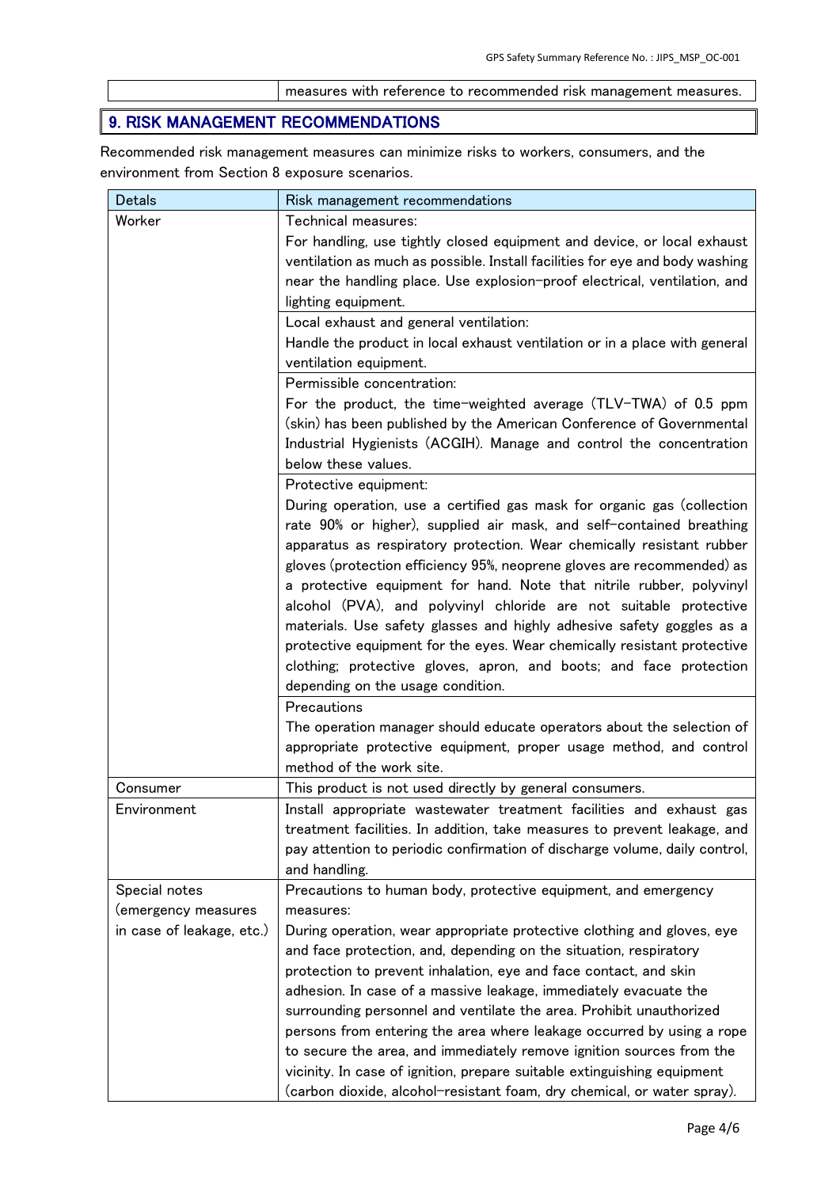| | measures with reference to recommended risk management measures. |
|---|---|

## 9. RISK MANAGEMENT RECOMMENDATIONS

Recommended risk management measures can minimize risks to workers, consumers, and the environment from Section 8 exposure scenarios.

| Detals | Risk management recommendations |
|---|---|
| Worker | Technical measures:<br>For handling, use tightly closed equipment and device, or local exhaust ventilation as much as possible. Install facilities for eye and body washing near the handling place. Use explosion-proof electrical, ventilation, and lighting equipment. |
| | Local exhaust and general ventilation:<br>Handle the product in local exhaust ventilation or in a place with general ventilation equipment. |
| | Permissible concentration:<br>For the product, the time-weighted average (TLV-TWA) of 0.5 ppm (skin) has been published by the American Conference of Governmental Industrial Hygienists (ACGIH). Manage and control the concentration below these values. |
| | Protective equipment:<br>During operation, use a certified gas mask for organic gas (collection rate 90% or higher), supplied air mask, and self-contained breathing apparatus as respiratory protection. Wear chemically resistant rubber gloves (protection efficiency 95%, neoprene gloves are recommended) as a protective equipment for hand. Note that nitrile rubber, polyvinyl alcohol (PVA), and polyvinyl chloride are not suitable protective materials. Use safety glasses and highly adhesive safety goggles as a protective equipment for the eyes. Wear chemically resistant protective clothing; protective gloves, apron, and boots; and face protection depending on the usage condition. |
| | Precautions<br>The operation manager should educate operators about the selection of appropriate protective equipment, proper usage method, and control method of the work site. |
| Consumer | This product is not used directly by general consumers. |
| Environment | Install appropriate wastewater treatment facilities and exhaust gas treatment facilities. In addition, take measures to prevent leakage, and pay attention to periodic confirmation of discharge volume, daily control, and handling. |
| Special notes (emergency measures in case of leakage, etc.) | Precautions to human body, protective equipment, and emergency measures:<br>During operation, wear appropriate protective clothing and gloves, eye and face protection, and, depending on the situation, respiratory protection to prevent inhalation, eye and face contact, and skin adhesion. In case of a massive leakage, immediately evacuate the surrounding personnel and ventilate the area. Prohibit unauthorized persons from entering the area where leakage occurred by using a rope to secure the area, and immediately remove ignition sources from the vicinity. In case of ignition, prepare suitable extinguishing equipment (carbon dioxide, alcohol-resistant foam, dry chemical, or water spray). |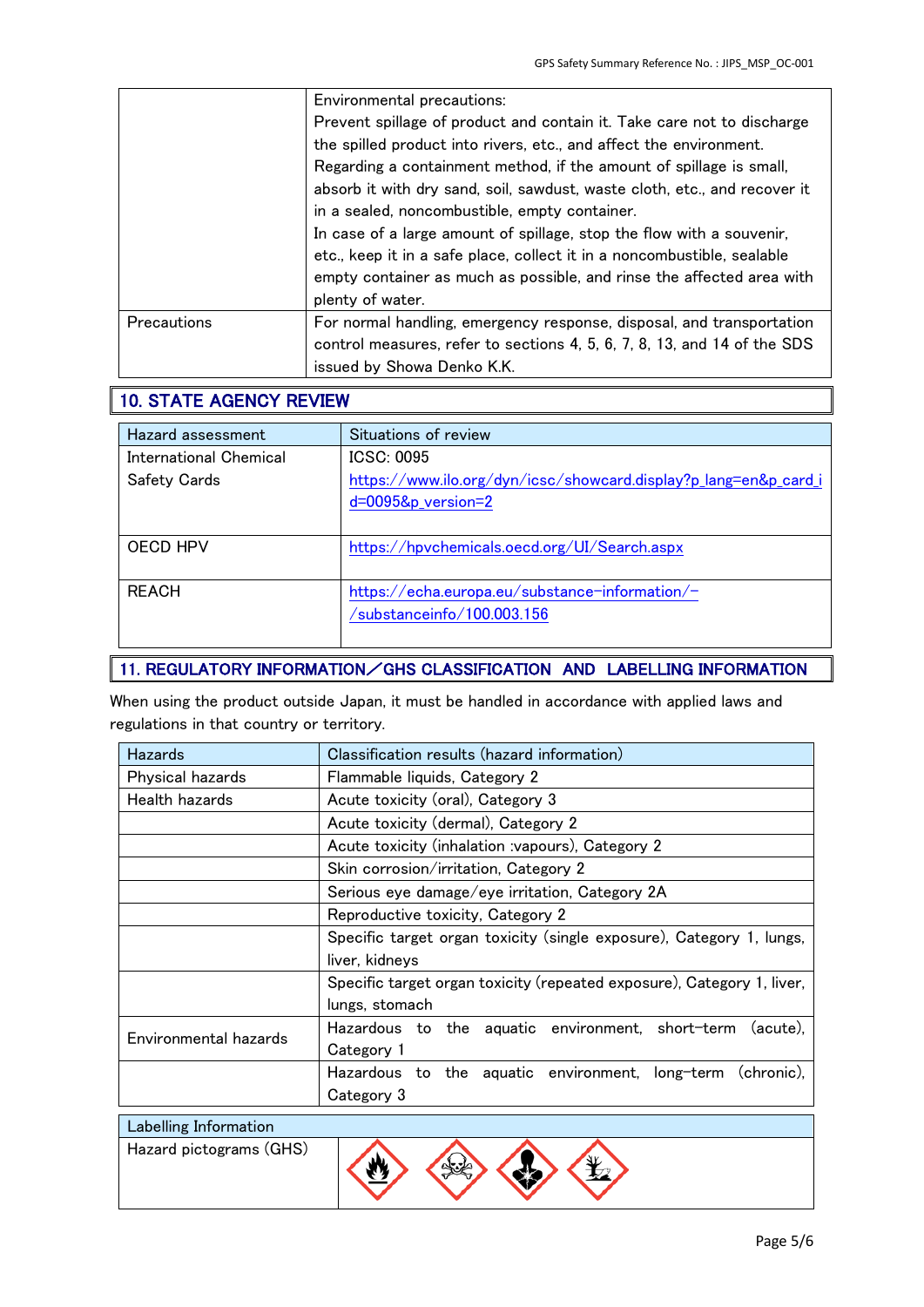| | |
|---|---|
| | Environmental precautions:<br>Prevent spillage of product and contain it. Take care not to discharge the spilled product into rivers, etc., and affect the environment.<br>Regarding a containment method, if the amount of spillage is small, absorb it with dry sand, soil, sawdust, waste cloth, etc., and recover it in a sealed, noncombustible, empty container.<br>In case of a large amount of spillage, stop the flow with a souvenir, etc., keep it in a safe place, collect it in a noncombustible, sealable empty container as much as possible, and rinse the affected area with plenty of water. |
| Precautions | For normal handling, emergency response, disposal, and transportation control measures, refer to sections 4, 5, 6, 7, 8, 13, and 14 of the SDS issued by Showa Denko K.K. |

## 10. STATE AGENCY REVIEW

| Hazard assessment | Situations of review |
|---|---|
| International Chemical Safety Cards | ICSC: 0095<br>https://www.ilo.org/dyn/icsc/showcard.display?p_lang=en&p_card_id=0095&p_version=2 |
| OECD HPV | https://hpvchemicals.oecd.org/UI/Search.aspx |
| REACH | https://echa.europa.eu/substance-information/-/substanceinfo/100.003.156 |

## 11. REGULATORY INFORMATION／GHS CLASSIFICATION AND LABELLING INFORMATION

When using the product outside Japan, it must be handled in accordance with applied laws and regulations in that country or territory.

| Hazards | Classification results (hazard information) |
|---|---|
| Physical hazards | Flammable liquids, Category 2 |
| Health hazards | Acute toxicity (oral), Category 3 |
| | Acute toxicity (dermal), Category 2 |
| | Acute toxicity (inhalation :vapours), Category 2 |
| | Skin corrosion/irritation, Category 2 |
| | Serious eye damage/eye irritation, Category 2A |
| | Reproductive toxicity, Category 2 |
| | Specific target organ toxicity (single exposure), Category 1, lungs, liver, kidneys |
| | Specific target organ toxicity (repeated exposure), Category 1, liver, lungs, stomach |
| Environmental hazards | Hazardous to the aquatic environment, short-term (acute), Category 1 |
| | Hazardous to the aquatic environment, long-term (chronic), Category 3 |

| Labelling Information | |
|---|---|
| Hazard pictograms (GHS) | |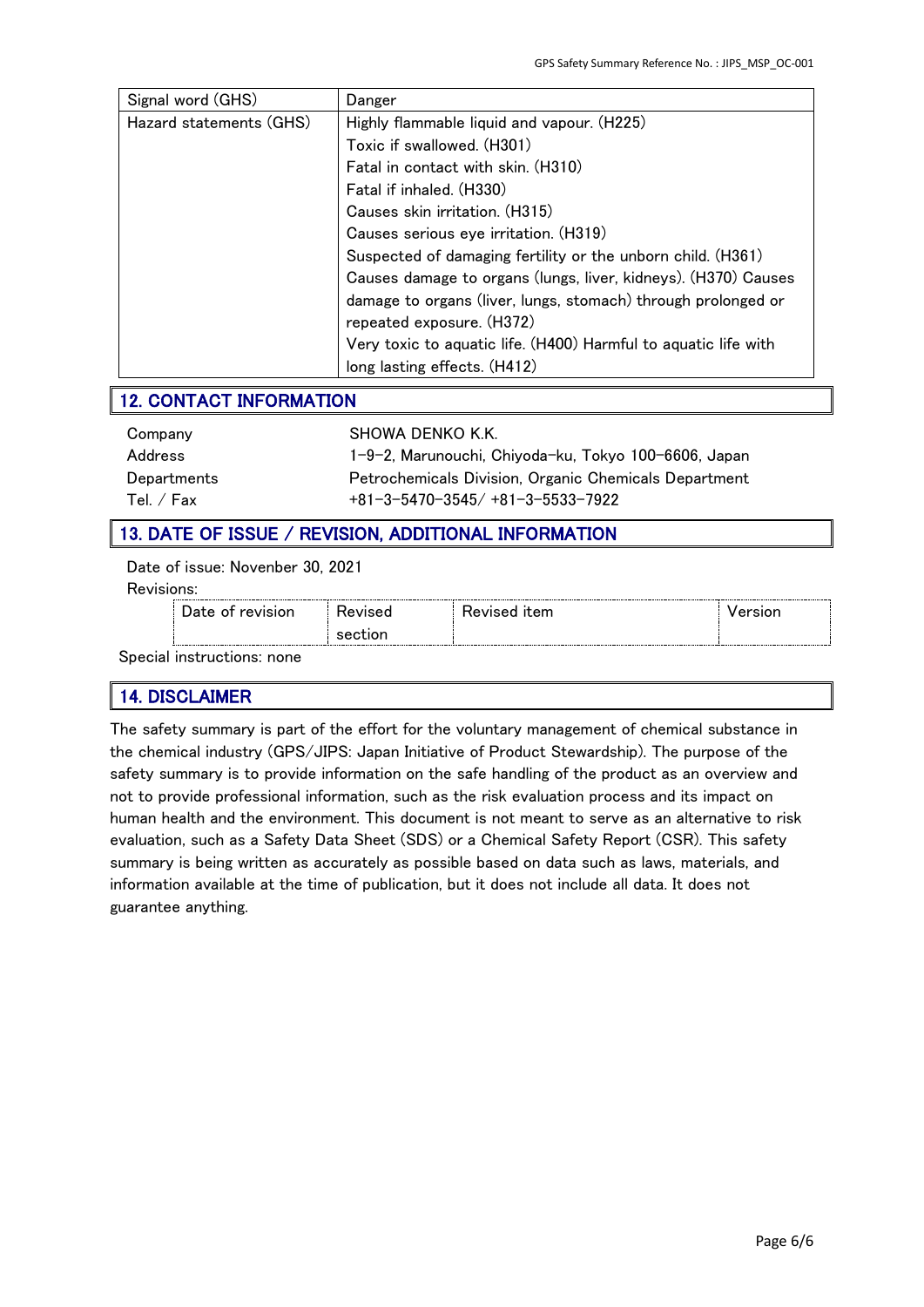| | |
|---|---|
| Signal word (GHS) | Danger |
| Hazard statements (GHS) | Highly flammable liquid and vapour. (H225)<br>Toxic if swallowed. (H301)<br>Fatal in contact with skin. (H310)<br>Fatal if inhaled. (H330)<br>Causes skin irritation. (H315)<br>Causes serious eye irritation. (H319)<br>Suspected of damaging fertility or the unborn child. (H361)<br>Causes damage to organs (lungs, liver, kidneys). (H370) Causes damage to organs (liver, lungs, stomach) through prolonged or repeated exposure. (H372)<br>Very toxic to aquatic life. (H400) Harmful to aquatic life with long lasting effects. (H412) |

## 12. CONTACT INFORMATION

| | |
|---|---|
| Company | SHOWA DENKO K.K. |
| Address | 1-9-2, Marunouchi, Chiyoda-ku, Tokyo 100-6606, Japan |
| Departments | Petrochemicals Division, Organic Chemicals Department |
| Tel. / Fax | +81-3-5470-3545/ +81-3-5533-7922 |

## 13. DATE OF ISSUE / REVISION, ADDITIONAL INFORMATION

Date of issue: Novenber 30, 2021

Revisions:

| Date of revision | Revised section | Revised item | Version |
|---|---|---|---|

Special instructions: none

## 14. DISCLAIMER

The safety summary is part of the effort for the voluntary management of chemical substance in the chemical industry (GPS/JIPS: Japan Initiative of Product Stewardship). The purpose of the safety summary is to provide information on the safe handling of the product as an overview and not to provide professional information, such as the risk evaluation process and its impact on human health and the environment. This document is not meant to serve as an alternative to risk evaluation, such as a Safety Data Sheet (SDS) or a Chemical Safety Report (CSR). This safety summary is being written as accurately as possible based on data such as laws, materials, and information available at the time of publication, but it does not include all data. It does not guarantee anything.